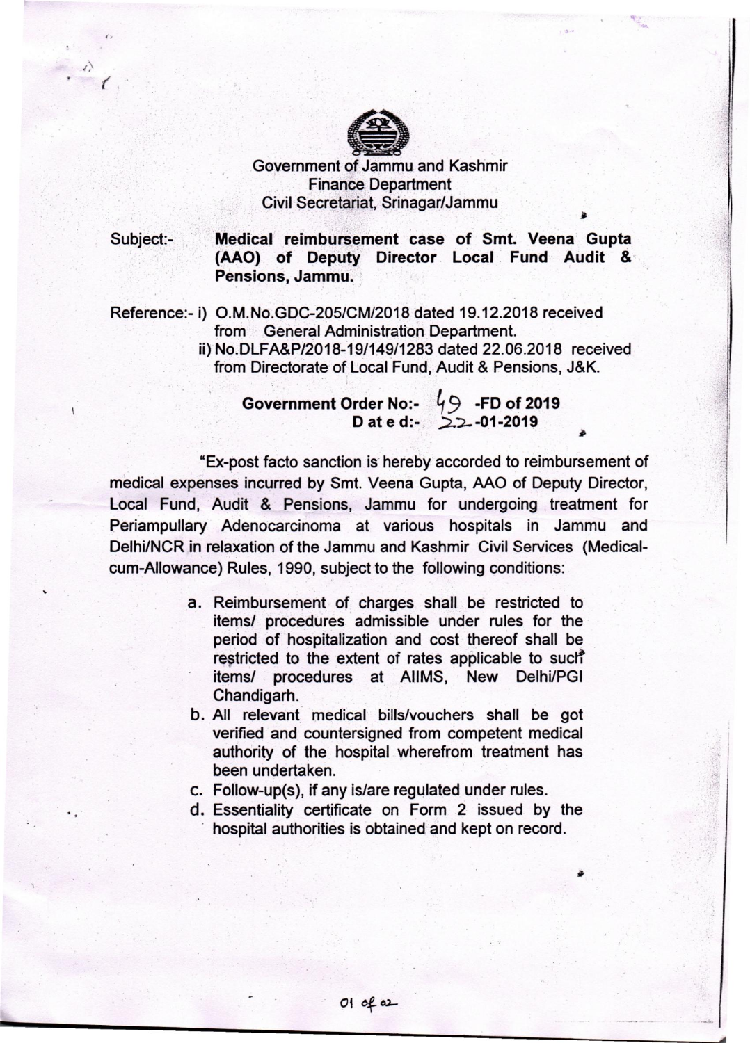Government of Jammu and Kashmir
Finance Department
Civil Secretariat, Srinagar/Jammu

Subject:- **Medical reimbursement case of Smt. Veena Gupta (AAO) of Deputy Director Local Fund Audit & Pensions, Jammu.**

Reference:- i) O.M.No.GDC-205/CM/2018 dated 19.12.2018 received from General Administration Department.
ii) No.DLFA&P/2018-19/149/1283 dated 22.06.2018 received from Directorate of Local Fund, Audit & Pensions, J&K.

**Government Order No:- 49 -FD of 2019**
**Dated:- 22-01-2019**

"Ex-post facto sanction is hereby accorded to reimbursement of medical expenses incurred by Smt. Veena Gupta, AAO of Deputy Director, Local Fund, Audit & Pensions, Jammu for undergoing treatment for Periampullary Adenocarcinoma at various hospitals in Jammu and Delhi/NCR in relaxation of the Jammu and Kashmir Civil Services (Medical-cum-Allowance) Rules, 1990, subject to the following conditions:

a. Reimbursement of charges shall be restricted to items/ procedures admissible under rules for the period of hospitalization and cost thereof shall be restricted to the extent of rates applicable to such items/ procedures at AIIMS, New Delhi/PGI Chandigarh.
b. All relevant medical bills/vouchers shall be got verified and countersigned from competent medical authority of the hospital wherefrom treatment has been undertaken.
c. Follow-up(s), if any is/are regulated under rules.
d. Essentiality certificate on Form 2 issued by the hospital authorities is obtained and kept on record.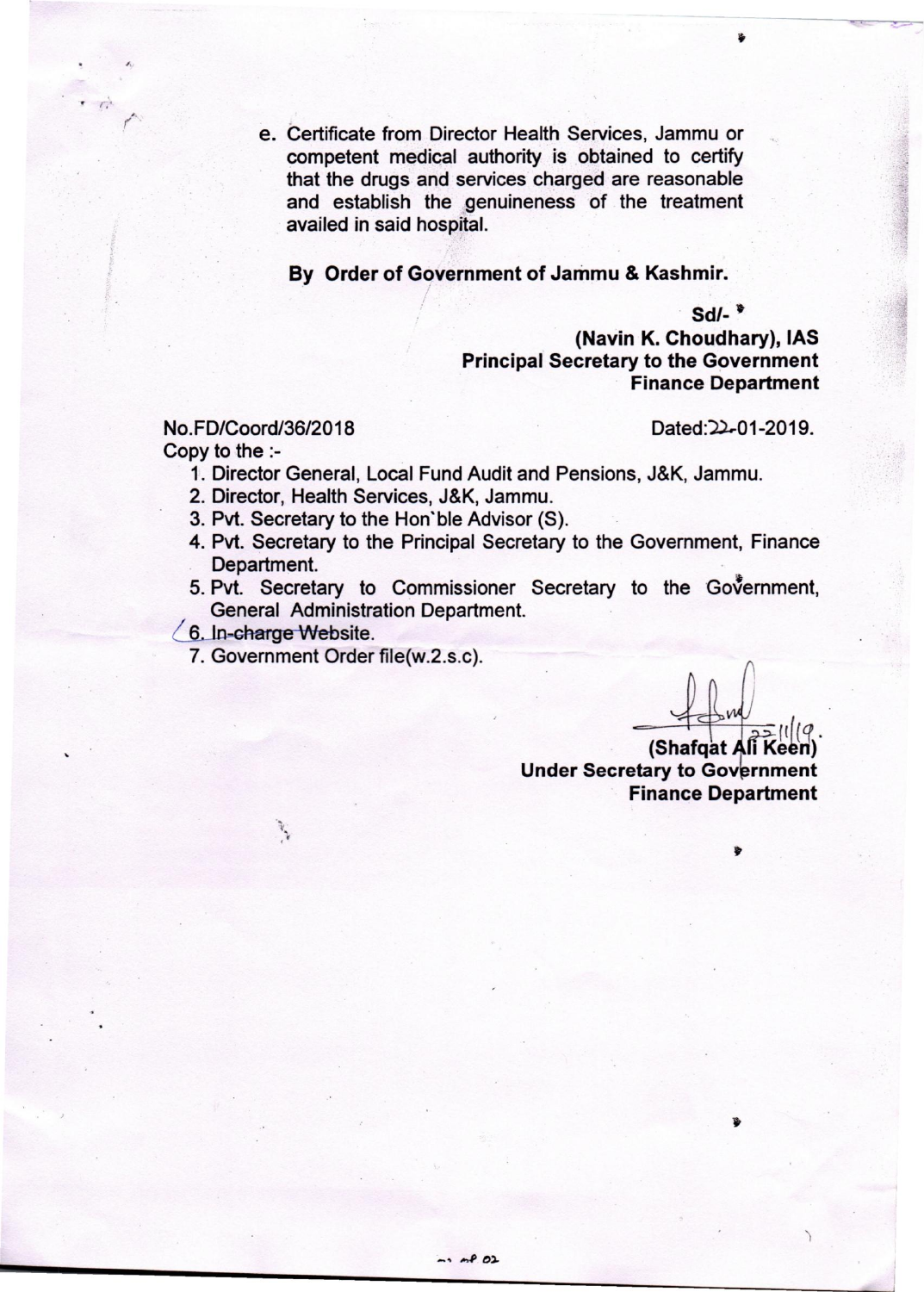e. Certificate from Director Health Services, Jammu or competent medical authority is obtained to certify that the drugs and services charged are reasonable and establish the genuineness of the treatment availed in said hospital.

**By Order of Government of Jammu & Kashmir.**

**Sd/-**

**(Navin K. Choudhary), IAS**
**Principal Secretary to the Government**
**Finance Department**

No.FD/Coord/36/2018 Dated:22-01-2019.

Copy to the :-

1. Director General, Local Fund Audit and Pensions, J&K, Jammu.
2. Director, Health Services, J&K, Jammu.
3. Pvt. Secretary to the Hon`ble Advisor (S).
4. Pvt. Secretary to the Principal Secretary to the Government, Finance Department.
5. Pvt. Secretary to Commissioner Secretary to the Government, General Administration Department.
6. In-charge Website.
7. Government Order file(w.2.s.c).

22/1/19.

**(Shafqat Ali Keen)**
**Under Secretary to Government**
**Finance Department**